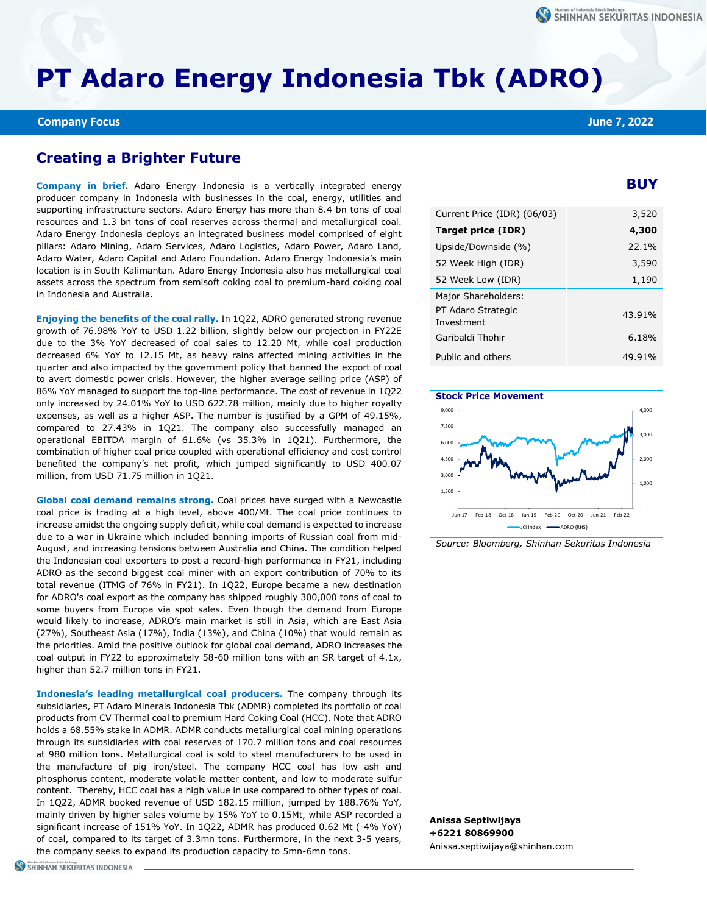# PT Adaro Energy Indonesia Tbk (ADRO)

**Company Focus** | **June 7, 2022**

## Creating a Brighter Future

**BUY**

| Current Price (IDR) (06/03) | 3,520 |
|---|---|
| **Target price (IDR)** | **4,300** |
| Upside/Downside (%) | 22.1% |
| 52 Week High (IDR) | 3,590 |
| 52 Week Low (IDR) | 1,190 |
| Major Shareholders: | |
| PT Adaro Strategic Investment | 43.91% |
| Garibaldi Thohir | 6.18% |
| Public and others | 49.91% |

**Stock Price Movement**

Source: Bloomberg, Shinhan Sekuritas Indonesia

**Company in brief.** Adaro Energy Indonesia is a vertically integrated energy producer company in Indonesia with businesses in the coal, energy, utilities and supporting infrastructure sectors. Adaro Energy has more than 8.4 bn tons of coal resources and 1.3 bn tons of coal reserves across thermal and metallurgical coal. Adaro Energy Indonesia deploys an integrated business model comprised of eight pillars: Adaro Mining, Adaro Services, Adaro Logistics, Adaro Power, Adaro Land, Adaro Water, Adaro Capital and Adaro Foundation. Adaro Energy Indonesia's main location is in South Kalimantan. Adaro Energy Indonesia also has metallurgical coal assets across the spectrum from semisoft coking coal to premium-hard coking coal in Indonesia and Australia.

**Enjoying the benefits of the coal rally.** In 1Q22, ADRO generated strong revenue growth of 76.98% YoY to USD 1.22 billion, slightly below our projection in FY22E due to the 3% YoY decreased of coal sales to 12.20 Mt, while coal production decreased 6% YoY to 12.15 Mt, as heavy rains affected mining activities in the quarter and also impacted by the government policy that banned the export of coal to avert domestic power crisis. However, the higher average selling price (ASP) of 86% YoY managed to support the top-line performance. The cost of revenue in 1Q22 only increased by 24.01% YoY to USD 622.78 million, mainly due to higher royalty expenses, as well as a higher ASP. The number is justified by a GPM of 49.15%, compared to 27.43% in 1Q21. The company also successfully managed an operational EBITDA margin of 61.6% (vs 35.3% in 1Q21). Furthermore, the combination of higher coal price coupled with operational efficiency and cost control benefited the company's net profit, which jumped significantly to USD 400.07 million, from USD 71.75 million in 1Q21.

**Global coal demand remains strong.** Coal prices have surged with a Newcastle coal price is trading at a high level, above 400/Mt. The coal price continues to increase amidst the ongoing supply deficit, while coal demand is expected to increase due to a war in Ukraine which included banning imports of Russian coal from mid-August, and increasing tensions between Australia and China. The condition helped the Indonesian coal exporters to post a record-high performance in FY21, including ADRO as the second biggest coal miner with an export contribution of 70% to its total revenue (ITMG of 76% in FY21). In 1Q22, Europe became a new destination for ADRO's coal export as the company has shipped roughly 300,000 tons of coal to some buyers from Europa via spot sales. Even though the demand from Europe would likely to increase, ADRO's main market is still in Asia, which are East Asia (27%), Southeast Asia (17%), India (13%), and China (10%) that would remain as the priorities. Amid the positive outlook for global coal demand, ADRO increases the coal output in FY22 to approximately 58-60 million tons with an SR target of 4.1x, higher than 52.7 million tons in FY21.

**Indonesia's leading metallurgical coal producers.** The company through its subsidiaries, PT Adaro Minerals Indonesia Tbk (ADMR) completed its portfolio of coal products from CV Thermal coal to premium Hard Coking Coal (HCC). Note that ADRO holds a 68.55% stake in ADMR. ADMR conducts metallurgical coal mining operations through its subsidiaries with coal reserves of 170.7 million tons and coal resources at 980 million tons. Metallurgical coal is sold to steel manufacturers to be used in the manufacture of pig iron/steel. The company HCC coal has low ash and phosphorus content, moderate volatile matter content, and low to moderate sulfur content. Thereby, HCC coal has a high value in use compared to other types of coal. In 1Q22, ADMR booked revenue of USD 182.15 million, jumped by 188.76% YoY, mainly driven by higher sales volume by 15% YoY to 0.15Mt, while ASP recorded a significant increase of 151% YoY. In 1Q22, ADMR has produced 0.62 Mt (-4% YoY) of coal, compared to its target of 3.3mn tons. Furthermore, in the next 3-5 years, the company seeks to expand its production capacity to 5mn-6mn tons.

**Anissa Septiwijaya**
**+6221 80869900**
Anissa.septiwijaya@shinhan.com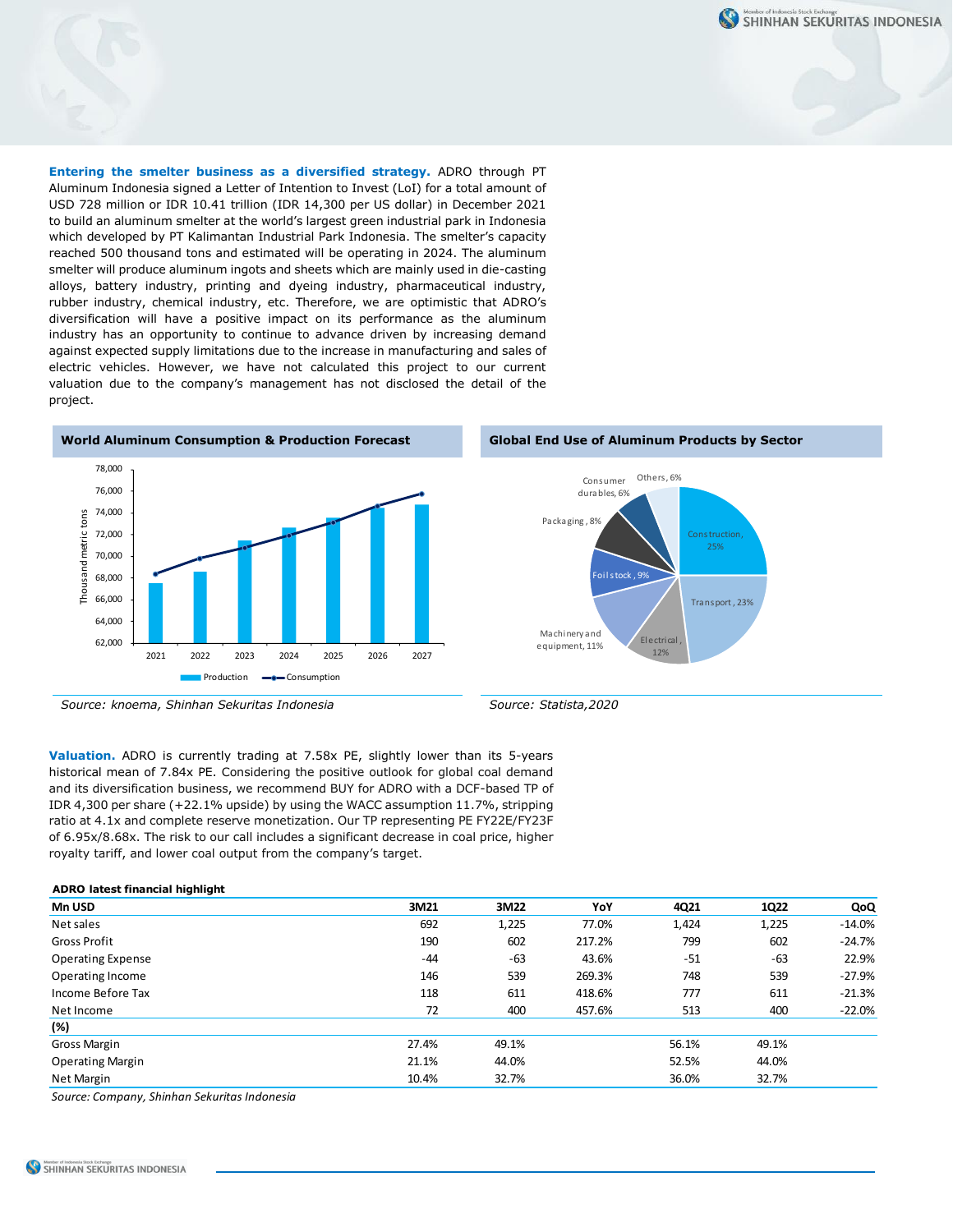**Entering the smelter business as a diversified strategy.** ADRO through PT Aluminum Indonesia signed a Letter of Intention to Invest (LoI) for a total amount of USD 728 million or IDR 10.41 trillion (IDR 14,300 per US dollar) in December 2021 to build an aluminum smelter at the world's largest green industrial park in Indonesia which developed by PT Kalimantan Industrial Park Indonesia. The smelter's capacity reached 500 thousand tons and estimated will be operating in 2024. The aluminum smelter will produce aluminum ingots and sheets which are mainly used in die-casting alloys, battery industry, printing and dyeing industry, pharmaceutical industry, rubber industry, chemical industry, etc. Therefore, we are optimistic that ADRO's diversification will have a positive impact on its performance as the aluminum industry has an opportunity to continue to advance driven by increasing demand against expected supply limitations due to the increase in manufacturing and sales of electric vehicles. However, we have not calculated this project to our current valuation due to the company's management has not disclosed the detail of the project.

**World Aluminum Consumption & Production Forecast**

*Source: knoema, Shinhan Sekuritas Indonesia*

**Global End Use of Aluminum Products by Sector**

*Source: Statista,2020*

**Valuation.** ADRO is currently trading at 7.58x PE, slightly lower than its 5-years historical mean of 7.84x PE. Considering the positive outlook for global coal demand and its diversification business, we recommend BUY for ADRO with a DCF-based TP of IDR 4,300 per share (+22.1% upside) by using the WACC assumption 11.7%, stripping ratio at 4.1x and complete reserve monetization. Our TP representing PE FY22E/FY23F of 6.95x/8.68x. The risk to our call includes a significant decrease in coal price, higher royalty tariff, and lower coal output from the company's target.

**ADRO latest financial highlight**

| Mn USD | 3M21 | 3M22 | YoY | 4Q21 | 1Q22 | QoQ |
|---|---|---|---|---|---|---|
| Net sales | 692 | 1,225 | 77.0% | 1,424 | 1,225 | -14.0% |
| Gross Profit | 190 | 602 | 217.2% | 799 | 602 | -24.7% |
| Operating Expense | -44 | -63 | 43.6% | -51 | -63 | 22.9% |
| Operating Income | 146 | 539 | 269.3% | 748 | 539 | -27.9% |
| Income Before Tax | 118 | 611 | 418.6% | 777 | 611 | -21.3% |
| Net Income | 72 | 400 | 457.6% | 513 | 400 | -22.0% |
| **(%)** | | | | | | |
| Gross Margin | 27.4% | 49.1% | | 56.1% | 49.1% | |
| Operating Margin | 21.1% | 44.0% | | 52.5% | 44.0% | |
| Net Margin | 10.4% | 32.7% | | 36.0% | 32.7% | |

*Source: Company, Shinhan Sekuritas Indonesia*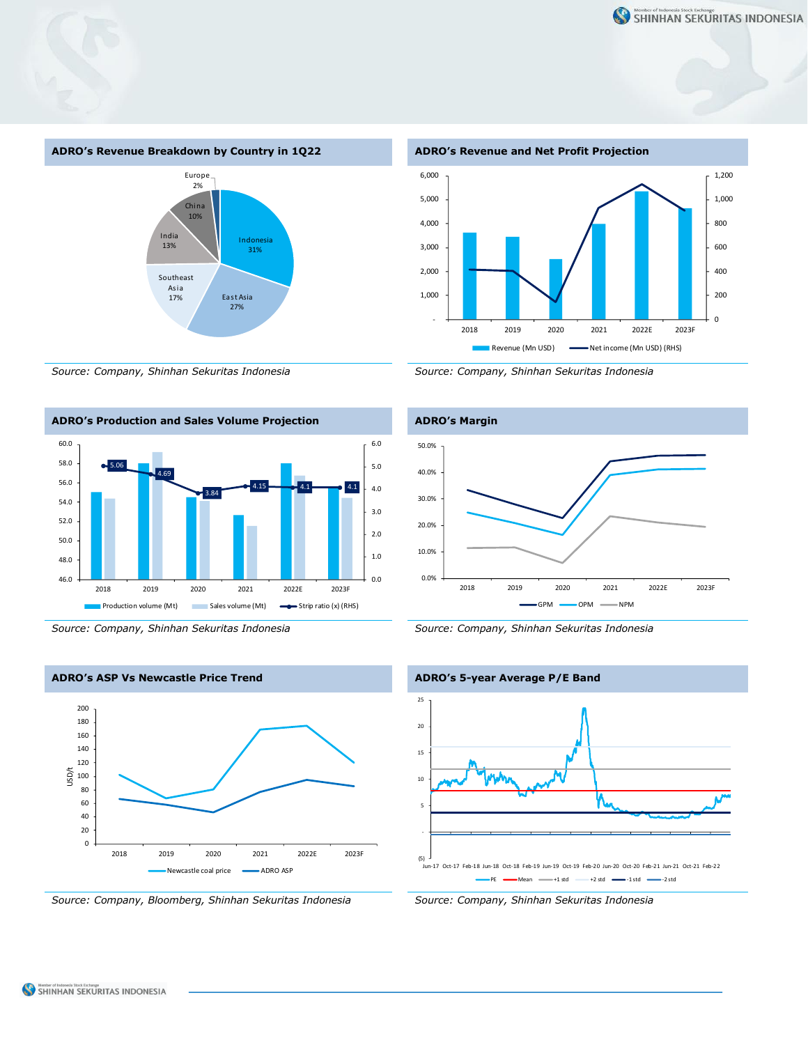### ADRO's Revenue Breakdown by Country in 1Q22

| Country | Share |
| --- | --- |
| Indonesia | 31% |
| East Asia | 27% |
| Southeast Asia | 17% |
| India | 13% |
| China | 10% |
| Europe | 2% |

*Source: Company, Shinhan Sekuritas Indonesia*

### ADRO's Revenue and Net Profit Projection

Revenue (Mn USD) and Net income (Mn USD) (RHS), 2018–2023F

*Source: Company, Shinhan Sekuritas Indonesia*

### ADRO's Production and Sales Volume Projection

| | 2018 | 2019 | 2020 | 2021 | 2022E | 2023F |
| --- | --- | --- | --- | --- | --- | --- |
| Strip ratio (x) (RHS) | 5.06 | 4.69 | 3.84 | 4.15 | 4.1 | 4.1 |

Production volume (Mt), Sales volume (Mt), Strip ratio (x) (RHS)

*Source: Company, Shinhan Sekuritas Indonesia*

### ADRO's Margin

GPM, OPM, NPM, 2018–2023F

*Source: Company, Shinhan Sekuritas Indonesia*

### ADRO's ASP Vs Newcastle Price Trend

Newcastle coal price, ADRO ASP (USD/t), 2018–2023F

*Source: Company, Bloomberg, Shinhan Sekuritas Indonesia*

### ADRO's 5-year Average P/E Band

PE, Mean, +1 std, +2 std, -1 std, -2 std (Jun-17 – Feb-22)

*Source: Company, Shinhan Sekuritas Indonesia*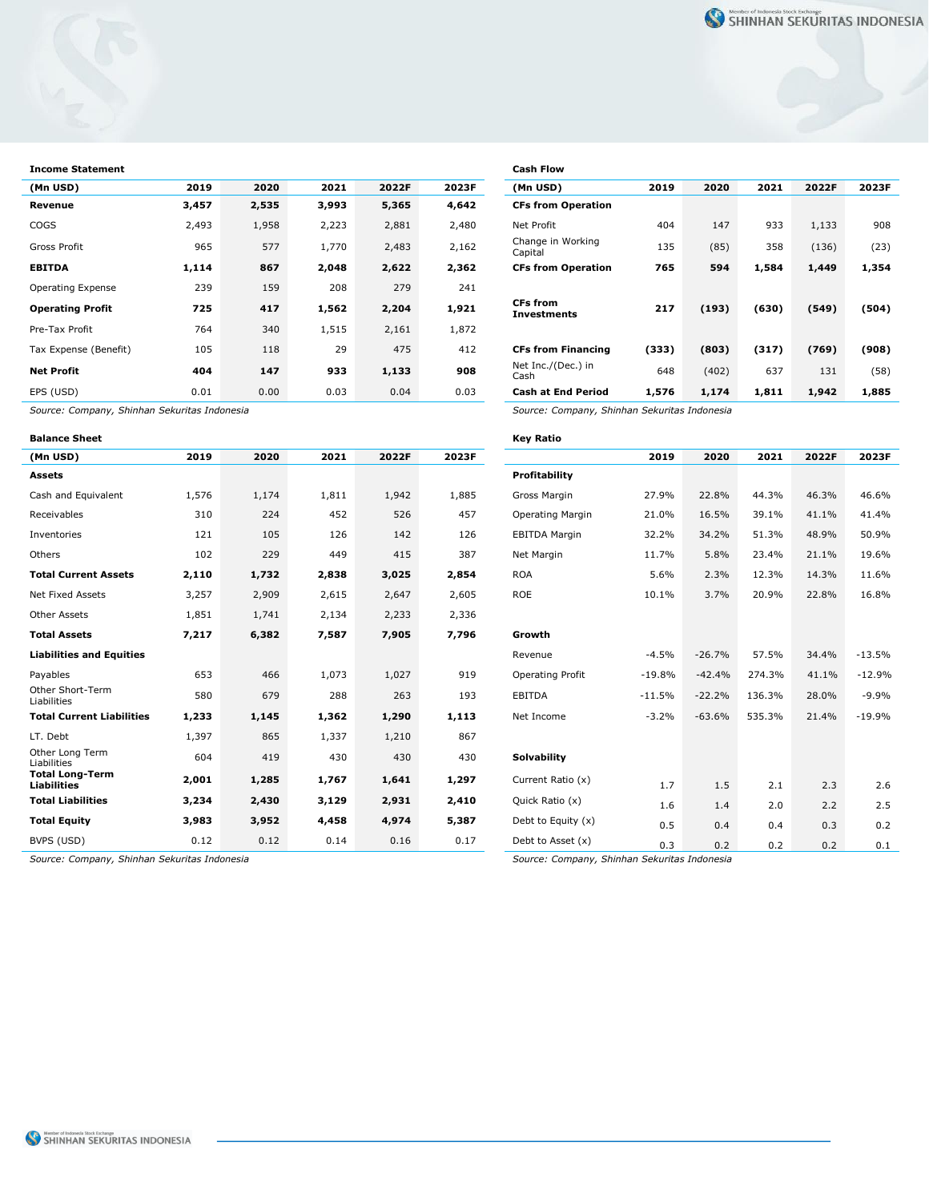### Income Statement

| (Mn USD) | 2019 | 2020 | 2021 | 2022F | 2023F |
|---|---|---|---|---|---|
| **Revenue** | **3,457** | **2,535** | **3,993** | **5,365** | **4,642** |
| COGS | 2,493 | 1,958 | 2,223 | 2,881 | 2,480 |
| Gross Profit | 965 | 577 | 1,770 | 2,483 | 2,162 |
| **EBITDA** | **1,114** | **867** | **2,048** | **2,622** | **2,362** |
| Operating Expense | 239 | 159 | 208 | 279 | 241 |
| **Operating Profit** | **725** | **417** | **1,562** | **2,204** | **1,921** |
| Pre-Tax Profit | 764 | 340 | 1,515 | 2,161 | 1,872 |
| Tax Expense (Benefit) | 105 | 118 | 29 | 475 | 412 |
| **Net Profit** | **404** | **147** | **933** | **1,133** | **908** |
| EPS (USD) | 0.01 | 0.00 | 0.03 | 0.04 | 0.03 |

*Source: Company, Shinhan Sekuritas Indonesia*

### Cash Flow

| (Mn USD) | 2019 | 2020 | 2021 | 2022F | 2023F |
|---|---|---|---|---|---|
| **CFs from Operation** | | | | | |
| Net Profit | 404 | 147 | 933 | 1,133 | 908 |
| Change in Working Capital | 135 | (85) | 358 | (136) | (23) |
| **CFs from Operation** | **765** | **594** | **1,584** | **1,449** | **1,354** |
| **CFs from Investments** | **217** | **(193)** | **(630)** | **(549)** | **(504)** |
| **CFs from Financing** | **(333)** | **(803)** | **(317)** | **(769)** | **(908)** |
| Net Inc./(Dec.) in Cash | 648 | (402) | 637 | 131 | (58) |
| **Cash at End Period** | **1,576** | **1,174** | **1,811** | **1,942** | **1,885** |

*Source: Company, Shinhan Sekuritas Indonesia*

### Balance Sheet

| (Mn USD) | 2019 | 2020 | 2021 | 2022F | 2023F |
|---|---|---|---|---|---|
| **Assets** | | | | | |
| Cash and Equivalent | 1,576 | 1,174 | 1,811 | 1,942 | 1,885 |
| Receivables | 310 | 224 | 452 | 526 | 457 |
| Inventories | 121 | 105 | 126 | 142 | 126 |
| Others | 102 | 229 | 449 | 415 | 387 |
| **Total Current Assets** | **2,110** | **1,732** | **2,838** | **3,025** | **2,854** |
| Net Fixed Assets | 3,257 | 2,909 | 2,615 | 2,647 | 2,605 |
| Other Assets | 1,851 | 1,741 | 2,134 | 2,233 | 2,336 |
| **Total Assets** | **7,217** | **6,382** | **7,587** | **7,905** | **7,796** |
| **Liabilities and Equities** | | | | | |
| Payables | 653 | 466 | 1,073 | 1,027 | 919 |
| Other Short-Term Liabilities | 580 | 679 | 288 | 263 | 193 |
| **Total Current Liabilities** | **1,233** | **1,145** | **1,362** | **1,290** | **1,113** |
| LT. Debt | 1,397 | 865 | 1,337 | 1,210 | 867 |
| Other Long Term Liabilities | 604 | 419 | 430 | 430 | 430 |
| **Total Long-Term Liabilities** | **2,001** | **1,285** | **1,767** | **1,641** | **1,297** |
| **Total Liabilities** | **3,234** | **2,430** | **3,129** | **2,931** | **2,410** |
| **Total Equity** | **3,983** | **3,952** | **4,458** | **4,974** | **5,387** |
| BVPS (USD) | 0.12 | 0.12 | 0.14 | 0.16 | 0.17 |

*Source: Company, Shinhan Sekuritas Indonesia*

### Key Ratio

| | 2019 | 2020 | 2021 | 2022F | 2023F |
|---|---|---|---|---|---|
| **Profitability** | | | | | |
| Gross Margin | 27.9% | 22.8% | 44.3% | 46.3% | 46.6% |
| Operating Margin | 21.0% | 16.5% | 39.1% | 41.1% | 41.4% |
| EBITDA Margin | 32.2% | 34.2% | 51.3% | 48.9% | 50.9% |
| Net Margin | 11.7% | 5.8% | 23.4% | 21.1% | 19.6% |
| ROA | 5.6% | 2.3% | 12.3% | 14.3% | 11.6% |
| ROE | 10.1% | 3.7% | 20.9% | 22.8% | 16.8% |
| **Growth** | | | | | |
| Revenue | -4.5% | -26.7% | 57.5% | 34.4% | -13.5% |
| Operating Profit | -19.8% | -42.4% | 274.3% | 41.1% | -12.9% |
| EBITDA | -11.5% | -22.2% | 136.3% | 28.0% | -9.9% |
| Net Income | -3.2% | -63.6% | 535.3% | 21.4% | -19.9% |
| **Solvability** | | | | | |
| Current Ratio (x) | 1.7 | 1.5 | 2.1 | 2.3 | 2.6 |
| Quick Ratio (x) | 1.6 | 1.4 | 2.0 | 2.2 | 2.5 |
| Debt to Equity (x) | 0.5 | 0.4 | 0.4 | 0.3 | 0.2 |
| Debt to Asset (x) | 0.3 | 0.2 | 0.2 | 0.2 | 0.1 |

*Source: Company, Shinhan Sekuritas Indonesia*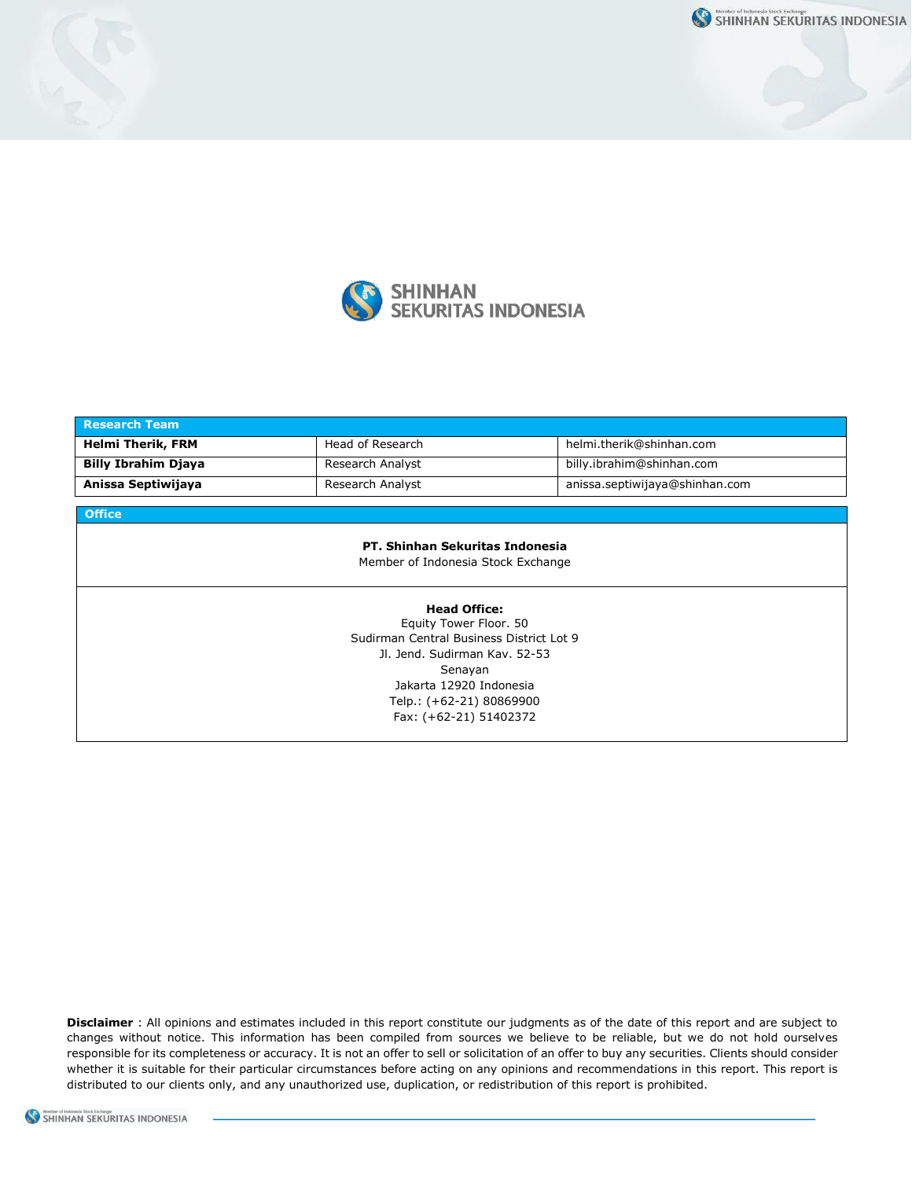SHINHAN SEKURITAS INDONESIA

| Research Team | | |
|---|---|---|
| **Helmi Therik, FRM** | Head of Research | helmi.therik@shinhan.com |
| **Billy Ibrahim Djaya** | Research Analyst | billy.ibrahim@shinhan.com |
| **Anissa Septiwijaya** | Research Analyst | anissa.septiwijaya@shinhan.com |

**Office**

**PT. Shinhan Sekuritas Indonesia**
Member of Indonesia Stock Exchange

**Head Office:**
Equity Tower Floor. 50
Sudirman Central Business District Lot 9
Jl. Jend. Sudirman Kav. 52-53
Senayan
Jakarta 12920 Indonesia
Telp.: (+62-21) 80869900
Fax: (+62-21) 51402372

**Disclaimer** : All opinions and estimates included in this report constitute our judgments as of the date of this report and are subject to changes without notice. This information has been compiled from sources we believe to be reliable, but we do not hold ourselves responsible for its completeness or accuracy. It is not an offer to sell or solicitation of an offer to buy any securities. Clients should consider whether it is suitable for their particular circumstances before acting on any opinions and recommendations in this report. This report is distributed to our clients only, and any unauthorized use, duplication, or redistribution of this report is prohibited.